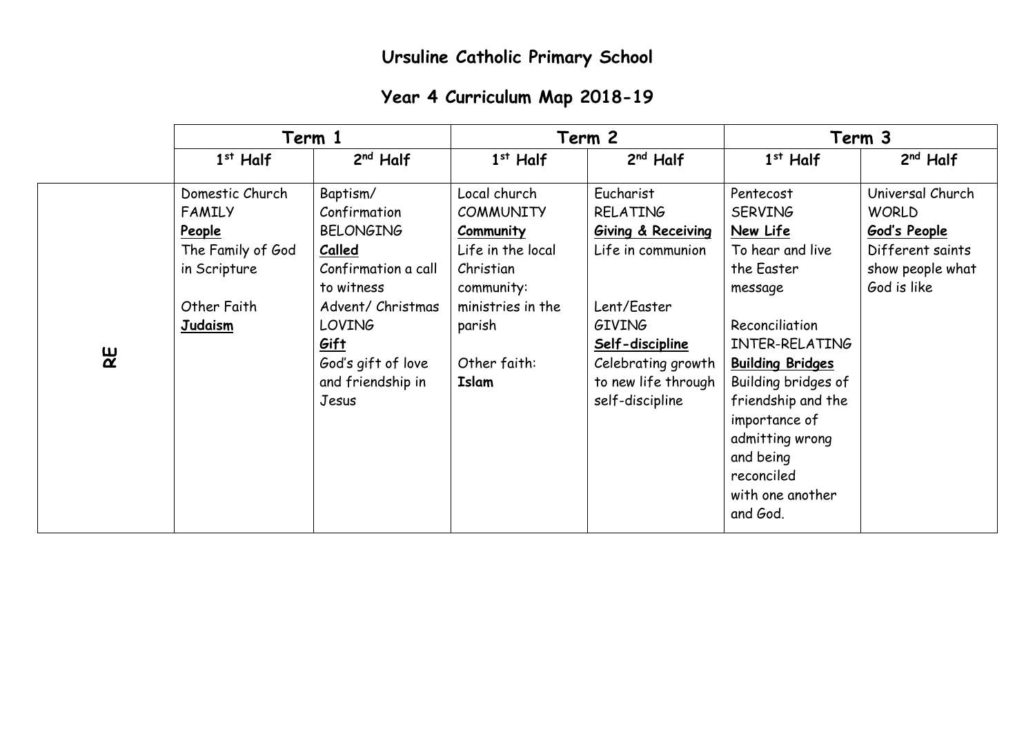# Ursuline Catholic Primary School

## Year 4 Curriculum Map 2018-19

| | Term 1 | | Term 2 | | Term 3 | |
|---|---|---|---|---|---|---|
| | 1st Half | 2nd Half | 1st Half | 2nd Half | 1st Half | 2nd Half |
| **RE** | Domestic Church<br>FAMILY<br>**People**<br>The Family of God in Scripture<br><br>Other Faith<br>**Judaism** | Baptism/ Confirmation<br>BELONGING<br>**Called**<br>Confirmation a call to witness<br>Advent/ Christmas<br>LOVING<br>**Gift**<br>God's gift of love and friendship in Jesus | Local church<br>COMMUNITY<br>**Community**<br>Life in the local Christian community: ministries in the parish<br><br>Other faith:<br>**Islam** | Eucharist<br>RELATING<br>**Giving & Receiving**<br>Life in communion<br><br>Lent/Easter<br>GIVING<br>**Self-discipline**<br>Celebrating growth to new life through self-discipline | Pentecost<br>SERVING<br>**New Life**<br>To hear and live the Easter message<br><br>Reconciliation<br>INTER-RELATING<br>**Building Bridges**<br>Building bridges of friendship and the importance of admitting wrong and being reconciled with one another and God. | Universal Church<br>WORLD<br>**God's People**<br>Different saints show people what God is like |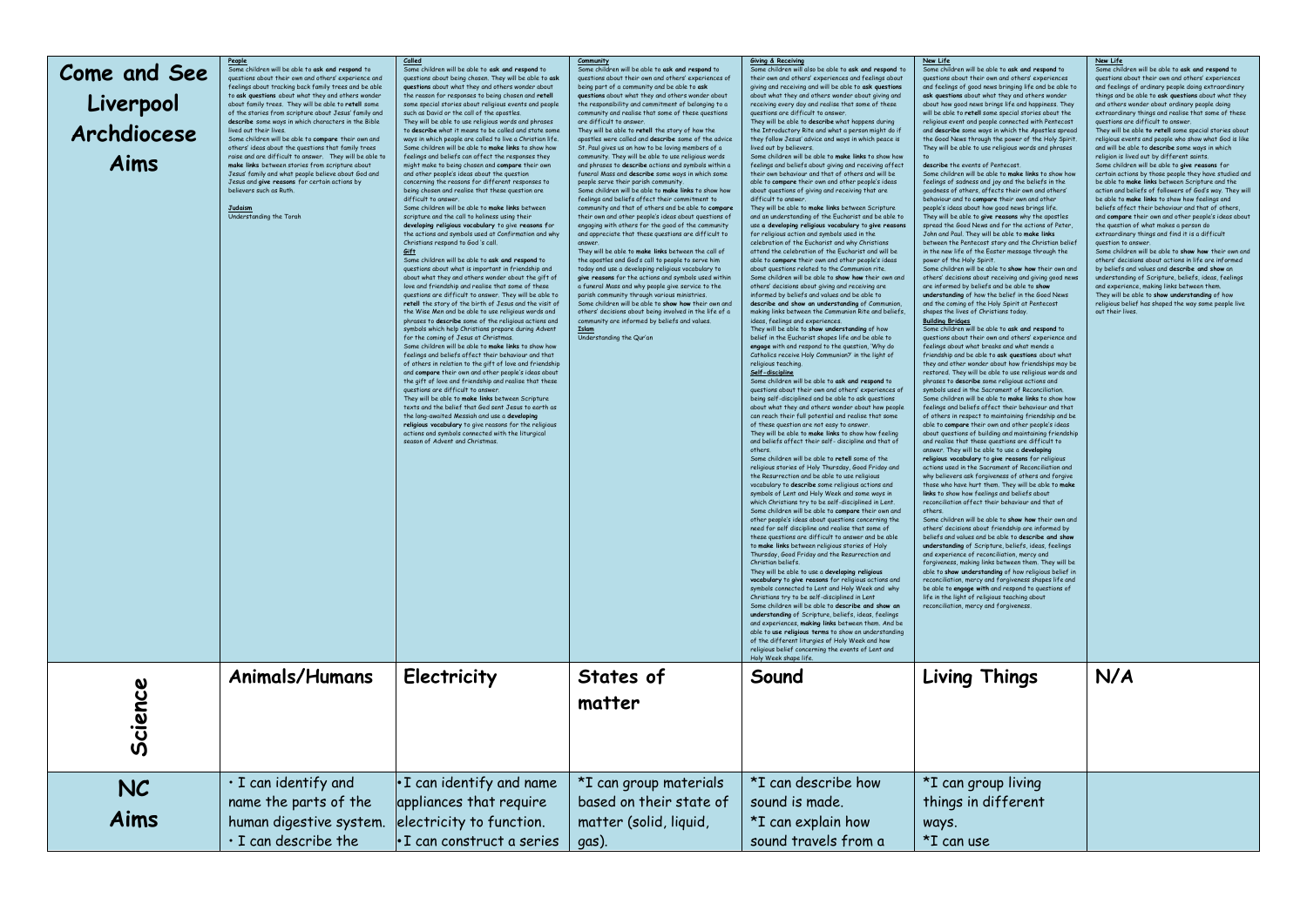| | | | | | | |
|---|---|---|---|---|---|---|
| **Come and See Liverpool Archdiocese Aims** | **People**<br>Some children will be able to **ask and respond** to questions about their own and others' experience and feelings about tracking back family trees and be able to **ask questions** about what they and others wonder about family trees. They will be able to **retell** some of the stories from scripture about Jesus' family and **describe** some ways in which characters in the Bible lived out their lives.<br>Some children will be able to **compare** their own and others' ideas about the questions that family trees raise and are difficult to answer. They will be able to **make links** between stories from scripture about Jesus' family and what people believe about God and Jesus and **give reasons** for certain actions by believers such as Ruth.<br><br>**Judaism**<br>Understanding the Torah | **Called**<br>Some children will be able to **ask and respond** to questions about being chosen. They will be able to **ask questions** about what they and others wonder about the reason for responses to being chosen and **retell** some special stories about religious events and people such as David or the call of the apostles.<br>They will be able to use religious words and phrases to **describe** what it means to be called and state some ways in which people are called to live a Christian life.<br>Some children will be able to **make links** to show how feelings and beliefs can affect the responses they might make to being chosen and **compare** their own and other people's ideas about the question concerning the reasons for different responses to being chosen and realise that these question are difficult to answer.<br>Some children will be able to **make links** between scripture and the call to holiness using their **developing religious vocabulary** to give **reasons** for the actions and symbols used at Confirmation and why Christians respond to God's call.<br>**Gift**<br>Some children will be able to **ask and respond** to questions about what is important in friendship and about what they and others wonder about the gift of love and friendship and realise that some of these questions are difficult to answer. They will be able to **retell** the story of the birth of Jesus and the visit of the Wise Men and be able to use religious words and phrases to **describe** some of the religious actions and symbols which help Christians prepare during Advent for the coming of Jesus at Christmas.<br>Some children will be able to **make links** to show how feelings and beliefs affect their behaviour and that of others in relation to the gift of love and friendship and **compare** their own and other people's ideas about the gift of love and friendship and realise that these questions are difficult to answer.<br>They will be able to **make links** between Scripture texts and the belief that God sent Jesus to earth as the long-awaited Messiah and use a **developing religious vocabulary** to give reasons for the religious actions and symbols connected with the liturgical season of Advent and Christmas. | **Community**<br>Some children will be able to **ask and respond** to questions about their own and others' experiences of being part of a community and be able to **ask questions** about what they and others wonder about the responsibility and commitment of belonging to a community and realise that some of these questions are difficult to answer.<br>They will be able to **retell** the story of how the apostles were called and **describe** some of the advice St. Paul gives us on how to be loving members of a community. They will be able to use religious words and phrases to **describe** actions and symbols within a funeral Mass and **describe** some ways in which some people serve their parish community.<br>Some children will be able to **make links** to show how feelings and beliefs affect their commitment to community and that of others and be able to **compare** their own and other people's ideas about questions of engaging with others for the good of the community and appreciate that these questions are difficult to answer.<br>They will be able to **make links** between the call of the apostles and God's call to people to serve him today and use a developing religious vocabulary to **give reasons** for the actions and symbols used within a funeral Mass and why people give service to the parish community through various ministries.<br>Some children will be able to **show how** their own and others' decisions about being involved in the life of a community are informed by beliefs and values.<br>**Islam**<br>Understanding the Qur'an | **Giving & Receiving**<br>Some children will also be able to **ask and respond** to their own and others' experiences and feelings about giving and receiving and will be able to **ask questions** about what they and others wonder about giving and receiving every day and realise that some of these questions are difficult to answer.<br>They will be able to **describe** what happens during the Introductory Rite and what a person might do if they follow Jesus' advice and ways in which peace is lived out by believers.<br>Some children will be able to **make links** to show how feelings and beliefs about giving and receiving affect their own behaviour and that of others and will be able to **compare** their own and other people's ideas about questions of giving and receiving that are difficult to answer.<br>They will be able to **make links** between Scripture and an understanding of the Eucharist and be able to use a **developing religious vocabulary to give reasons** for religious action and symbols used in the celebration of the Eucharist and why Christians attend the celebration of the Eucharist and will be able to **compare** their own and other people's ideas about questions related to the Communion rite.<br>Some children will be able to **show how** their own and others' decisions about giving and receiving are informed by beliefs and values and be able to **describe and show an understanding** of Communion, making links between the Communion Rite and beliefs, ideas, feelings and experiences.<br>They will be able to **show understanding** of how belief in the Eucharist shapes life and be able to **engage** with and respond to the question, 'Why do Catholics receive Holy Communion?' in the light of religious teaching.<br>**Self-discipline**<br>Some children will be able to **ask and respond** to questions about their own and others' experiences of being self-disciplined and be able to ask questions about what they and others wonder about how people can reach their full potential and realise that some of these question are not easy to answer.<br>They will be able to **make links** to show how feeling and beliefs affect their self- discipline and that of others.<br>Some children will be able to **retell** some of the religious stories of Holy Thursday, Good Friday and the Resurrection and be able to use religious vocabulary to **describe** some religious actions and symbols of Lent and Holy Week and some ways in which Christians try to be self-disciplined in Lent.<br>Some children will be able to **compare** their own and other people's ideas about questions concerning the need for self discipline and realise that some of these questions are difficult to answer and be able to **make links** between religious stories of Holy Thursday, Good Friday and the Resurrection and Christian beliefs.<br>They will be able to use a **developing religious vocabulary** to **give reasons** for religious actions and symbols connected to Lent and Holy Week and why Christians try to be self-disciplined in Lent<br>Some children will be able to **describe and show an understanding** of Scripture, beliefs, ideas, feelings and experiences, **making links** between them. And be able to **use religious terms** to show an understanding of the different liturgies of Holy Week and how religious belief concerning the events of Lent and Holy Week shape life. | **New Life**<br>Some children will be able to **ask and respond** to questions about their own and others' experiences and feelings of good news bringing life and be able to **ask questions** about what they and others wonder about how good news brings life and happiness. They will be able to **retell** some special stories about the religious event and people connected with Pentecost and **describe** some ways in which the Apostles spread the Good News through the power of the Holy Spirit. They will be able to use religious words and phrases to<br>**describe** the events of Pentecost.<br>Some children will be able to **make links** to show how feelings of sadness and joy and the beliefs in the goodness of others, affects their own and others' behaviour and to **compare** their own and other people's ideas about how good news brings life. They will be able to **give reasons** why the apostles spread the Good News and for the actions of Peter, John and Paul. They will be able to **make links** between the Pentecost story and the Christian belief in the new life of the Easter message through the power of the Holy Spirit.<br>Some children will be able to **show how** their own and others' decisions about receiving and giving good news are informed by beliefs and be able to **show understanding** of how the belief in the Good News and the coming of the Holy Spirit at Pentecost shapes the lives of Christians today.<br>**Building Bridges**<br>Some children will be able to **ask and respond** to questions about their own and others' experience and feelings about what breaks and what mends a friendship and be able to **ask questions** about what they and other wonder about how friendships may be restored. They will be able to use religious words and phrases to **describe** some religious actions and symbols used in the Sacrament of Reconciliation.<br>Some children will be able to **make links** to show how feelings and beliefs affect their behaviour and that of others in respect to maintaining friendship and be able to **compare** their own and other people's ideas about questions of building and maintaining friendship and realise that these questions are difficult to answer. They will be able to use a **developing religious vocabulary** to **give reasons** for religious actions used in the Sacrament of Reconciliation and why believers ask forgiveness of others and forgive those who have hurt them. They will be able to **make links** to show how feelings and beliefs about reconciliation affect their behaviour and that of others.<br>Some children will be able to **show how** their own and others' decisions about friendship are informed by beliefs and values and be able to **describe and show understanding** of Scripture, beliefs, ideas, feelings and experience of reconciliation, mercy and forgiveness, making links between them. They will be able to **show understanding** of how religious belief in reconciliation, mercy and forgiveness shapes life and be able to **engage with** and respond to questions of life in the light of religious teaching about reconciliation, mercy and forgiveness. | **New Life**<br>Some children will be able to **ask and respond** to questions about their own and others' experiences and feelings of ordinary people doing extraordinary things and be able to **ask questions** about what they and others wonder about ordinary people doing extraordinary things and realise that some of these questions are difficult to answer.<br>They will be able to **retell** some special stories about religious events and people who show what God is like and will be able to **describe** some ways in which religion is lived out by different saints.<br>Some children will be able to **give reasons** for certain actions by those people they have studied and be able to **make links** between Scripture and the action and beliefs of followers of God's way. They will be able to **make links** to show how feelings and beliefs affect their behaviour and that of others, and **compare** their own and other people's ideas about the question of what makes a person do extraordinary things and find it is a difficult question to answer.<br>Some children will be able to **show how** their own and others' decisions about actions in life are informed by beliefs and values and **describe and show** an understanding of Scripture, beliefs, ideas, feelings and experience, making links between them.<br>They will be able to **show understanding** of how religious belief has shaped the way some people live out their lives. |
| **Science** | **Animals/Humans** | **Electricity** | **States of matter** | **Sound** | **Living Things** | **N/A** |
| **NC Aims** | • I can identify and name the parts of the human digestive system.<br>• I can describe the | • I can identify and name appliances that require electricity to function.<br>• I can construct a series | *I can group materials based on their state of matter (solid, liquid, gas). | *I can describe how sound is made.<br>*I can explain how sound travels from a | *I can group living things in different ways.<br>*I can use | |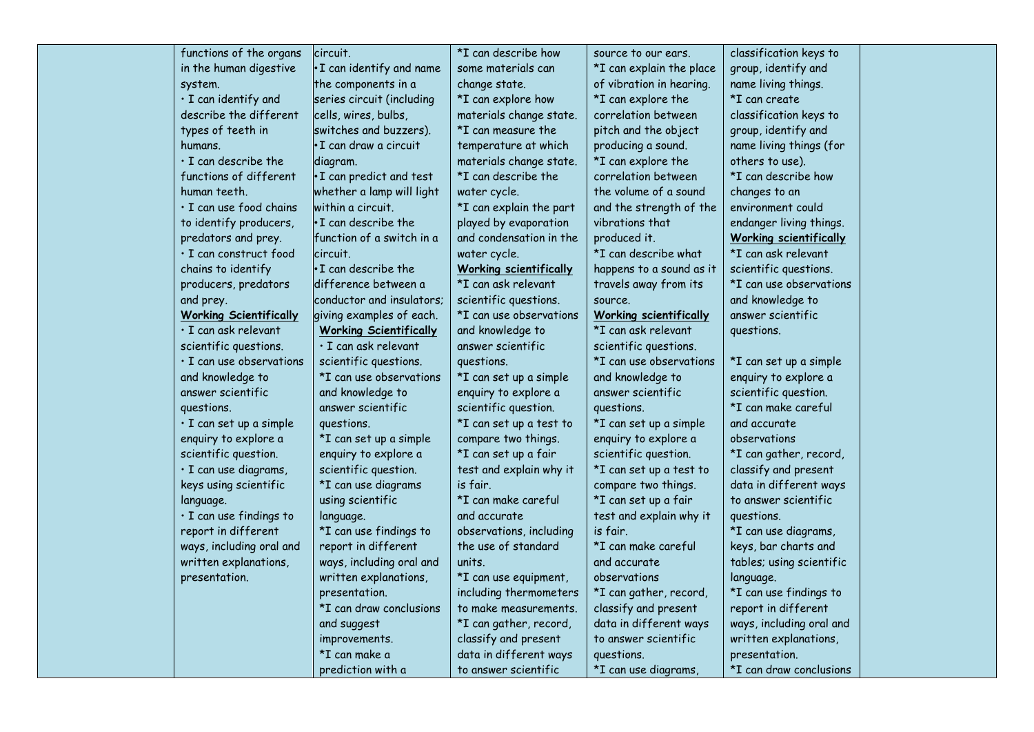| | | | | | | |
|---|---|---|---|---|---|---|
| | functions of the organs in the human digestive system.<br>• I can identify and describe the different types of teeth in humans.<br>• I can describe the functions of different human teeth.<br>• I can use food chains to identify producers, predators and prey.<br>• I can construct food chains to identify producers, predators and prey.<br>**Working Scientifically**<br>• I can ask relevant scientific questions.<br>• I can use observations and knowledge to answer scientific questions.<br>• I can set up a simple enquiry to explore a scientific question.<br>• I can use diagrams, keys using scientific language.<br>• I can use findings to report in different ways, including oral and written explanations, presentation. | circuit.<br>•I can identify and name the components in a series circuit (including cells, wires, bulbs, switches and buzzers).<br>•I can draw a circuit diagram.<br>•I can predict and test whether a lamp will light within a circuit.<br>•I can describe the function of a switch in a circuit.<br>•I can describe the difference between a conductor and insulators; giving examples of each.<br>**Working Scientifically**<br>• I can ask relevant scientific questions.<br>*I can use observations and knowledge to answer scientific questions.<br>*I can set up a simple enquiry to explore a scientific question.<br>*I can use diagrams using scientific language.<br>*I can use findings to report in different ways, including oral and written explanations, presentation.<br>*I can draw conclusions and suggest improvements.<br>*I can make a prediction with a | *I can describe how some materials can change state.<br>*I can explore how materials change state.<br>*I can measure the temperature at which materials change state.<br>*I can describe the water cycle.<br>*I can explain the part played by evaporation and condensation in the water cycle.<br>**Working scientifically**<br>*I can ask relevant scientific questions.<br>*I can use observations and knowledge to answer scientific questions.<br>*I can set up a simple enquiry to explore a scientific question.<br>*I can set up a test to compare two things.<br>*I can set up a fair test and explain why it is fair.<br>*I can make careful and accurate observations, including the use of standard units.<br>*I can use equipment, including thermometers to make measurements.<br>*I can gather, record, classify and present data in different ways to answer scientific | source to our ears.<br>*I can explain the place of vibration in hearing.<br>*I can explore the correlation between pitch and the object producing a sound.<br>*I can explore the correlation between the volume of a sound and the strength of the vibrations that produced it.<br>*I can describe what happens to a sound as it travels away from its source.<br>**Working scientifically**<br>*I can ask relevant scientific questions.<br>*I can use observations and knowledge to answer scientific questions.<br>*I can set up a simple enquiry to explore a scientific question.<br>*I can set up a test to compare two things.<br>*I can set up a fair test and explain why it is fair.<br>*I can make careful and accurate observations<br>*I can gather, record, classify and present data in different ways to answer scientific questions.<br>*I can use diagrams, | classification keys to group, identify and name living things.<br>*I can create classification keys to group, identify and name living things (for others to use).<br>*I can describe how changes to an environment could endanger living things.<br>**Working scientifically**<br>*I can ask relevant scientific questions.<br>*I can use observations and knowledge to answer scientific questions.<br><br>*I can set up a simple enquiry to explore a scientific question.<br>*I can make careful and accurate observations<br>*I can gather, record, classify and present data in different ways to answer scientific questions.<br>*I can use diagrams, keys, bar charts and tables; using scientific language.<br>*I can use findings to report in different ways, including oral and written explanations, presentation.<br>*I can draw conclusions | |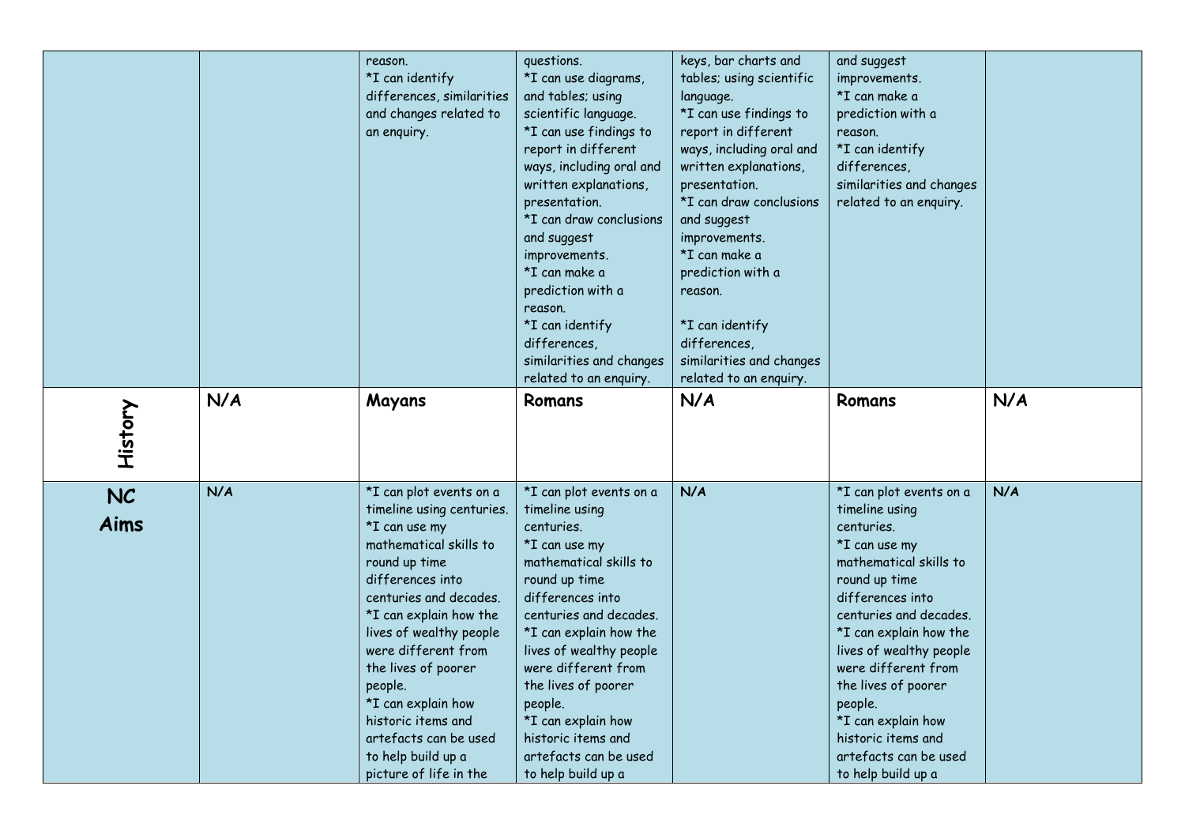| | | | | | | |
|---|---|---|---|---|---|---|
| | | reason.<br>*I can identify differences, similarities and changes related to an enquiry. | questions.<br>*I can use diagrams, and tables; using scientific language.<br>*I can use findings to report in different ways, including oral and written explanations, presentation.<br>*I can draw conclusions and suggest improvements.<br>*I can make a prediction with a reason.<br>*I can identify differences, similarities and changes related to an enquiry. | keys, bar charts and tables; using scientific language.<br>*I can use findings to report in different ways, including oral and written explanations, presentation.<br>*I can draw conclusions and suggest improvements.<br>*I can make a prediction with a reason.<br><br>*I can identify differences, similarities and changes related to an enquiry. | and suggest improvements.<br>*I can make a prediction with a reason.<br>*I can identify differences, similarities and changes related to an enquiry. | |
| **History** | **N/A** | **Mayans** | **Romans** | **N/A** | **Romans** | **N/A** |
| **NC Aims** | **N/A** | *I can plot events on a timeline using centuries.<br>*I can use my mathematical skills to round up time differences into centuries and decades.<br>*I can explain how the lives of wealthy people were different from the lives of poorer people.<br>*I can explain how historic items and artefacts can be used to help build up a picture of life in the | *I can plot events on a timeline using centuries.<br>*I can use my mathematical skills to round up time differences into centuries and decades.<br>*I can explain how the lives of wealthy people were different from the lives of poorer people.<br>*I can explain how historic items and artefacts can be used to help build up a | **N/A** | *I can plot events on a timeline using centuries.<br>*I can use my mathematical skills to round up time differences into centuries and decades.<br>*I can explain how the lives of wealthy people were different from the lives of poorer people.<br>*I can explain how historic items and artefacts can be used to help build up a | **N/A** |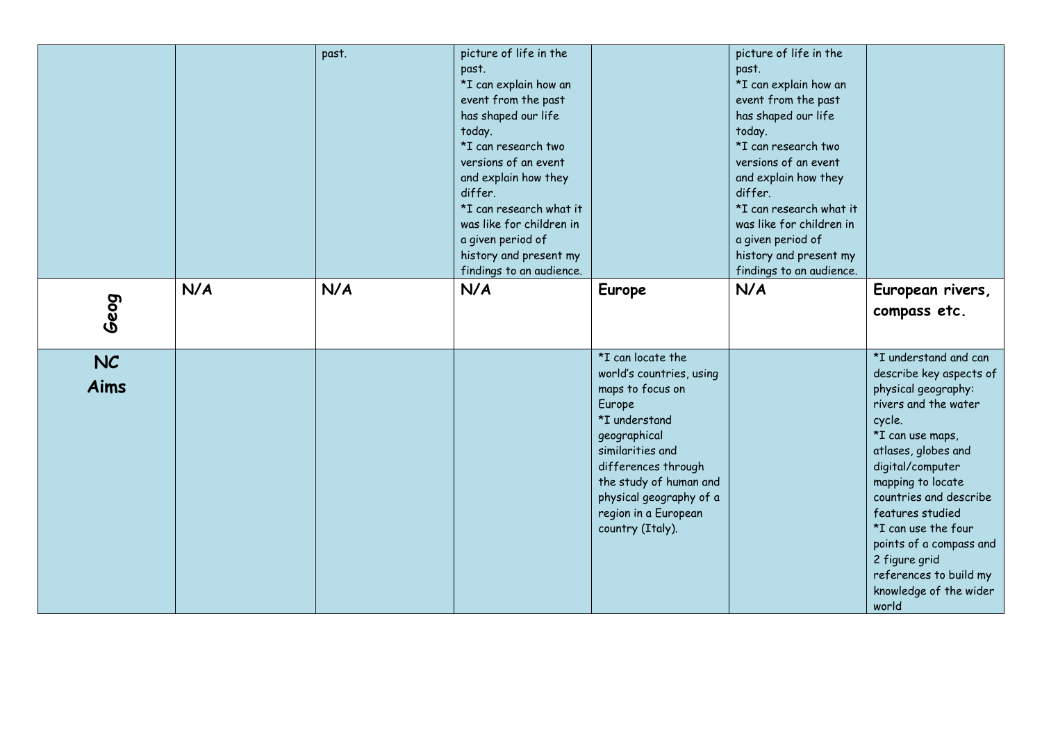| | | | | | | |
|---|---|---|---|---|---|---|
| | | past. | picture of life in the past.<br>*I can explain how an event from the past has shaped our life today.<br>*I can research two versions of an event and explain how they differ.<br>*I can research what it was like for children in a given period of history and present my findings to an audience. | | picture of life in the past.<br>*I can explain how an event from the past has shaped our life today.<br>*I can research two versions of an event and explain how they differ.<br>*I can research what it was like for children in a given period of history and present my findings to an audience. | |
| **Geog** | **N/A** | **N/A** | **N/A** | **Europe** | **N/A** | **European rivers, compass etc.** |
| **NC Aims** | | | | *I can locate the world's countries, using maps to focus on Europe<br>*I understand geographical similarities and differences through the study of human and physical geography of a region in a European country (Italy). | | *I understand and can describe key aspects of physical geography: rivers and the water cycle.<br>*I can use maps, atlases, globes and digital/computer mapping to locate countries and describe features studied<br>*I can use the four points of a compass and 2 figure grid references to build my knowledge of the wider world |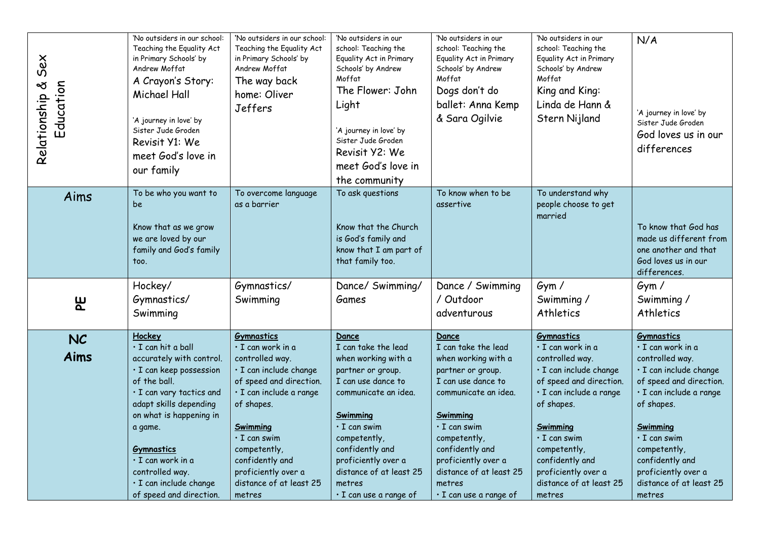| Relationship & Sex Education | 'No outsiders in our school: Teaching the Equality Act in Primary Schools' by Andrew Moffat<br>A Crayon's Story: Michael Hall<br><br>'A journey in love' by Sister Jude Groden<br>Revisit Y1: We meet God's love in our family | 'No outsiders in our school: Teaching the Equality Act in Primary Schools' by Andrew Moffat<br>The way back home: Oliver Jeffers | 'No outsiders in our school: Teaching the Equality Act in Primary Schools' by Andrew Moffat<br>The Flower: John Light<br><br>'A journey in love' by Sister Jude Groden<br>Revisit Y2: We meet God's love in the community | 'No outsiders in our school: Teaching the Equality Act in Primary Schools' by Andrew Moffat<br>Dogs don't do ballet: Anna Kemp & Sara Ogilvie | 'No outsiders in our school: Teaching the Equality Act in Primary Schools' by Andrew Moffat<br>King and King: Linda de Hann & Stern Nijland | N/A<br><br>'A journey in love' by Sister Jude Groden<br>God loves us in our differences |
|---|---|---|---|---|---|---|
| Aims | To be who you want to be<br><br>Know that as we grow we are loved by our family and God's family too. | To overcome language as a barrier | To ask questions<br><br>Know that the Church is God's family and know that I am part of that family too. | To know when to be assertive | To understand why people choose to get married | To know that God has made us different from one another and that God loves us in our differences. |
| PE | Hockey/ Gymnastics/ Swimming | Gymnastics/ Swimming | Dance/ Swimming/ Games | Dance / Swimming / Outdoor adventurous | Gym / Swimming / Athletics | Gym / Swimming / Athletics |
| NC Aims | **Hockey**<br>• I can hit a ball accurately with control.<br>• I can keep possession of the ball.<br>• I can vary tactics and adapt skills depending on what is happening in a game.<br><br>**Gymnastics**<br>• I can work in a controlled way.<br>• I can include change of speed and direction. | **Gymnastics**<br>• I can work in a controlled way.<br>• I can include change of speed and direction.<br>• I can include a range of shapes.<br><br>**Swimming**<br>• I can swim competently, confidently and proficiently over a distance of at least 25 metres | **Dance**<br>I can take the lead when working with a partner or group.<br>I can use dance to communicate an idea.<br><br>**Swimming**<br>• I can swim competently, confidently and proficiently over a distance of at least 25 metres<br>• I can use a range of | **Dance**<br>I can take the lead when working with a partner or group.<br>I can use dance to communicate an idea.<br><br>**Swimming**<br>• I can swim competently, confidently and proficiently over a distance of at least 25 metres<br>• I can use a range of | **Gymnastics**<br>• I can work in a controlled way.<br>• I can include change of speed and direction.<br>• I can include a range of shapes.<br><br>**Swimming**<br>• I can swim competently, confidently and proficiently over a distance of at least 25 metres | **Gymnastics**<br>• I can work in a controlled way.<br>• I can include change of speed and direction.<br>• I can include a range of shapes.<br><br>**Swimming**<br>• I can swim competently, confidently and proficiently over a distance of at least 25 metres |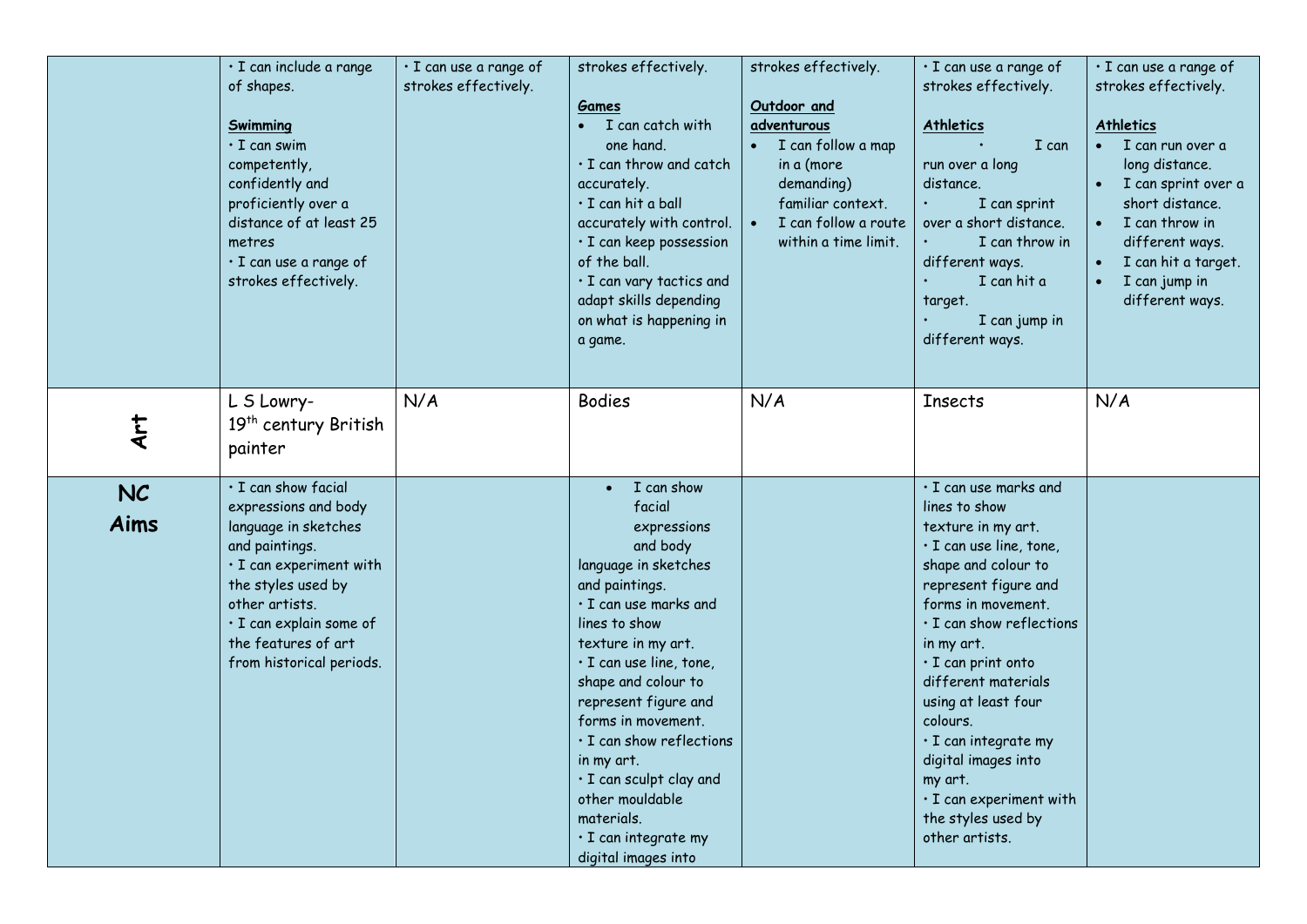| | | | | | | |
|---|---|---|---|---|---|---|
| | • I can include a range of shapes.<br><br>**Swimming**<br>• I can swim competently, confidently and proficiently over a distance of at least 25 metres<br>• I can use a range of strokes effectively. | • I can use a range of strokes effectively. | strokes effectively.<br><br>**Games**<br>• I can catch with one hand.<br>• I can throw and catch accurately.<br>• I can hit a ball accurately with control.<br>• I can keep possession of the ball.<br>• I can vary tactics and adapt skills depending on what is happening in a game. | strokes effectively.<br><br>**Outdoor and adventurous**<br>• I can follow a map in a (more demanding) familiar context.<br>• I can follow a route within a time limit. | • I can use a range of strokes effectively.<br><br>**Athletics**<br>• I can run over a long distance.<br>• I can sprint over a short distance.<br>• I can throw in different ways.<br>• I can hit a target.<br>• I can jump in different ways. | • I can use a range of strokes effectively.<br><br>**Athletics**<br>• I can run over a long distance.<br>• I can sprint over a short distance.<br>• I can throw in different ways.<br>• I can hit a target.<br>• I can jump in different ways. |
| **Art** | L S Lowry- 19th century British painter | N/A | Bodies | N/A | Insects | N/A |
| **NC Aims** | • I can show facial expressions and body language in sketches and paintings.<br>• I can experiment with the styles used by other artists.<br>• I can explain some of the features of art from historical periods. | | • I can show facial expressions and body language in sketches and paintings.<br>• I can use marks and lines to show texture in my art.<br>• I can use line, tone, shape and colour to represent figure and forms in movement.<br>• I can show reflections in my art.<br>• I can sculpt clay and other mouldable materials.<br>• I can integrate my digital images into | | • I can use marks and lines to show texture in my art.<br>• I can use line, tone, shape and colour to represent figure and forms in movement.<br>• I can show reflections in my art.<br>• I can print onto different materials using at least four colours.<br>• I can integrate my digital images into my art.<br>• I can experiment with the styles used by other artists. | |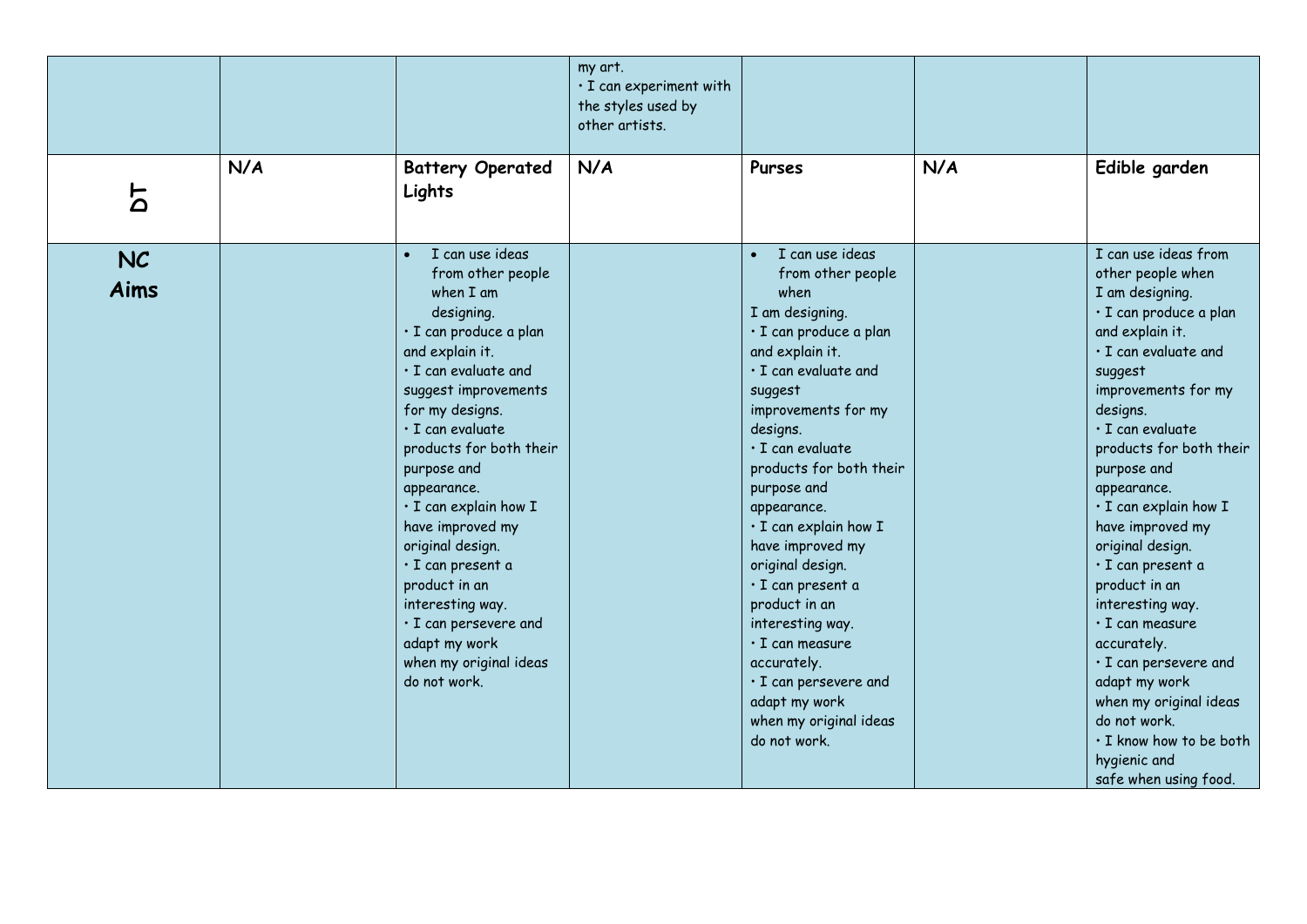| | | | | | | |
|---|---|---|---|---|---|---|
| | | | my art.<br>• I can experiment with the styles used by other artists. | | | |
| DT | N/A | Battery Operated Lights | N/A | Purses | N/A | Edible garden |
| NC Aims | | • I can use ideas from other people when I am designing.<br>• I can produce a plan and explain it.<br>• I can evaluate and suggest improvements for my designs.<br>• I can evaluate products for both their purpose and appearance.<br>• I can explain how I have improved my original design.<br>• I can present a product in an interesting way.<br>• I can persevere and adapt my work when my original ideas do not work. | | • I can use ideas from other people when I am designing.<br>• I can produce a plan and explain it.<br>• I can evaluate and suggest improvements for my designs.<br>• I can evaluate products for both their purpose and appearance.<br>• I can explain how I have improved my original design.<br>• I can present a product in an interesting way.<br>• I can measure accurately.<br>• I can persevere and adapt my work when my original ideas do not work. | | I can use ideas from other people when I am designing.<br>• I can produce a plan and explain it.<br>• I can evaluate and suggest improvements for my designs.<br>• I can evaluate products for both their purpose and appearance.<br>• I can explain how I have improved my original design.<br>• I can present a product in an interesting way.<br>• I can measure accurately.<br>• I can persevere and adapt my work when my original ideas do not work.<br>• I know how to be both hygienic and safe when using food. |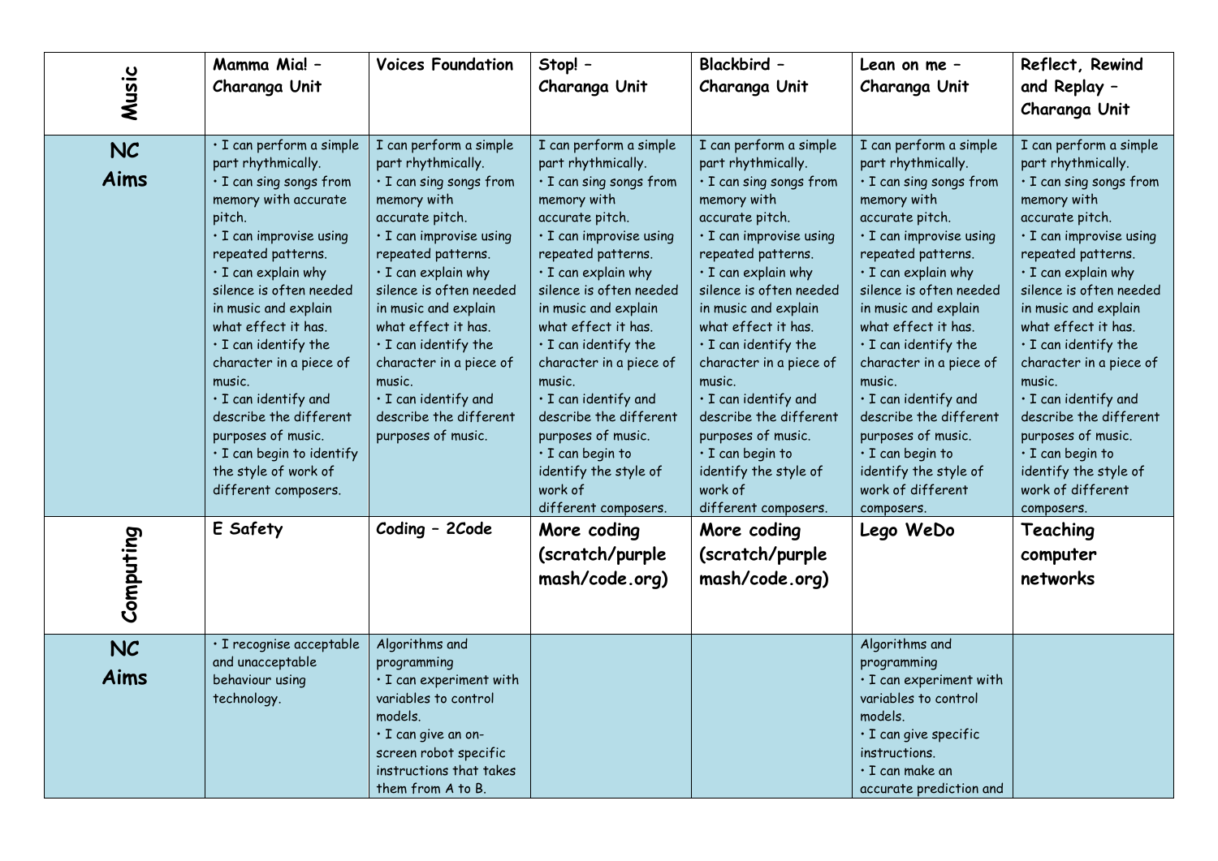| Music | Mamma Mia! – Charanga Unit | Voices Foundation | Stop! – Charanga Unit | Blackbird – Charanga Unit | Lean on me – Charanga Unit | Reflect, Rewind and Replay – Charanga Unit |
|---|---|---|---|---|---|---|
| NC Aims | • I can perform a simple part rhythmically. • I can sing songs from memory with accurate pitch. • I can improvise using repeated patterns. • I can explain why silence is often needed in music and explain what effect it has. • I can identify the character in a piece of music. • I can identify and describe the different purposes of music. • I can begin to identify the style of work of different composers. | I can perform a simple part rhythmically. • I can sing songs from memory with accurate pitch. • I can improvise using repeated patterns. • I can explain why silence is often needed in music and explain what effect it has. • I can identify the character in a piece of music. • I can identify and describe the different purposes of music. | I can perform a simple part rhythmically. • I can sing songs from memory with accurate pitch. • I can improvise using repeated patterns. • I can explain why silence is often needed in music and explain what effect it has. • I can identify the character in a piece of music. • I can identify and describe the different purposes of music. • I can begin to identify the style of work of different composers. | I can perform a simple part rhythmically. • I can sing songs from memory with accurate pitch. • I can improvise using repeated patterns. • I can explain why silence is often needed in music and explain what effect it has. • I can identify the character in a piece of music. • I can identify and describe the different purposes of music. • I can begin to identify the style of work of different composers. | I can perform a simple part rhythmically. • I can sing songs from memory with accurate pitch. • I can improvise using repeated patterns. • I can explain why silence is often needed in music and explain what effect it has. • I can identify the character in a piece of music. • I can identify and describe the different purposes of music. • I can begin to identify the style of work of different composers. | I can perform a simple part rhythmically. • I can sing songs from memory with accurate pitch. • I can improvise using repeated patterns. • I can explain why silence is often needed in music and explain what effect it has. • I can identify the character in a piece of music. • I can identify and describe the different purposes of music. • I can begin to identify the style of work of different composers. |
| Computing | E Safety | Coding – 2Code | More coding (scratch/purple mash/code.org) | More coding (scratch/purple mash/code.org) | Lego WeDo | Teaching computer networks |
| NC Aims | • I recognise acceptable and unacceptable behaviour using technology. | Algorithms and programming • I can experiment with variables to control models. • I can give an on-screen robot specific instructions that takes them from A to B. | | | Algorithms and programming • I can experiment with variables to control models. • I can give specific instructions. • I can make an accurate prediction and | |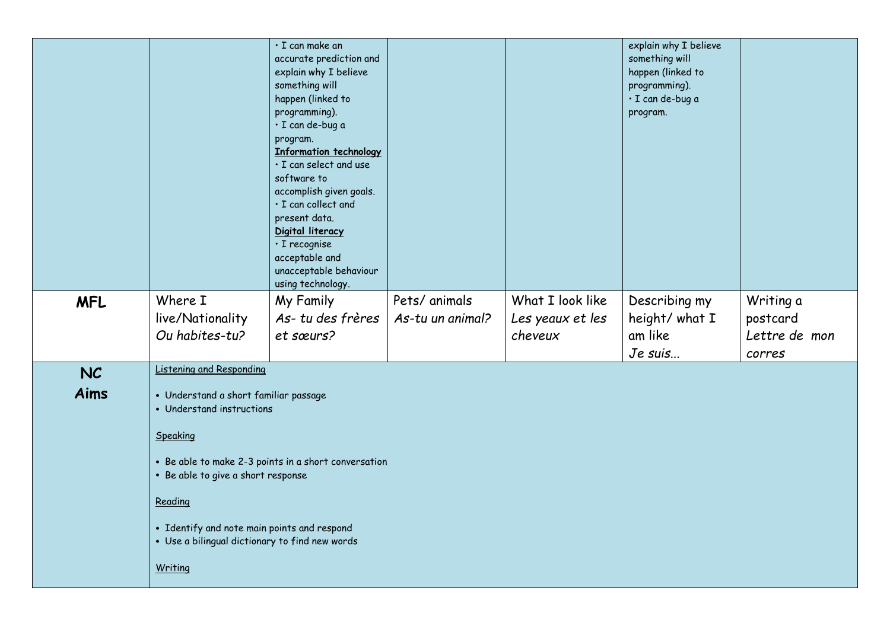| | | | | | | |
|---|---|---|---|---|---|---|
| | | • I can make an accurate prediction and explain why I believe something will happen (linked to programming).<br>• I can de-bug a program.<br>**<u>Information technology</u>**<br>• I can select and use software to accomplish given goals.<br>• I can collect and present data.<br>**<u>Digital literacy</u>**<br>• I recognise acceptable and unacceptable behaviour using technology. | | | explain why I believe something will happen (linked to programming).<br>• I can de-bug a program. | |
| **MFL** | Where I live/Nationality<br>*Ou habites-tu?* | My Family<br>*As- tu des frères et sœurs?* | Pets/ animals<br>*As-tu un animal?* | What I look like<br>*Les yeaux et les cheveux* | Describing my height/ what I am like<br>*Je suis…* | Writing a postcard<br>*Lettre de mon corres* |
| **NC Aims** | <u>Listening and Responding</u><br>• Understand a short familiar passage<br>• Understand instructions<br><u>Speaking</u><br>• Be able to make 2-3 points in a short conversation<br>• Be able to give a short response<br><u>Reading</u><br>• Identify and note main points and respond<br>• Use a bilingual dictionary to find new words<br><u>Writing</u> | | | | | |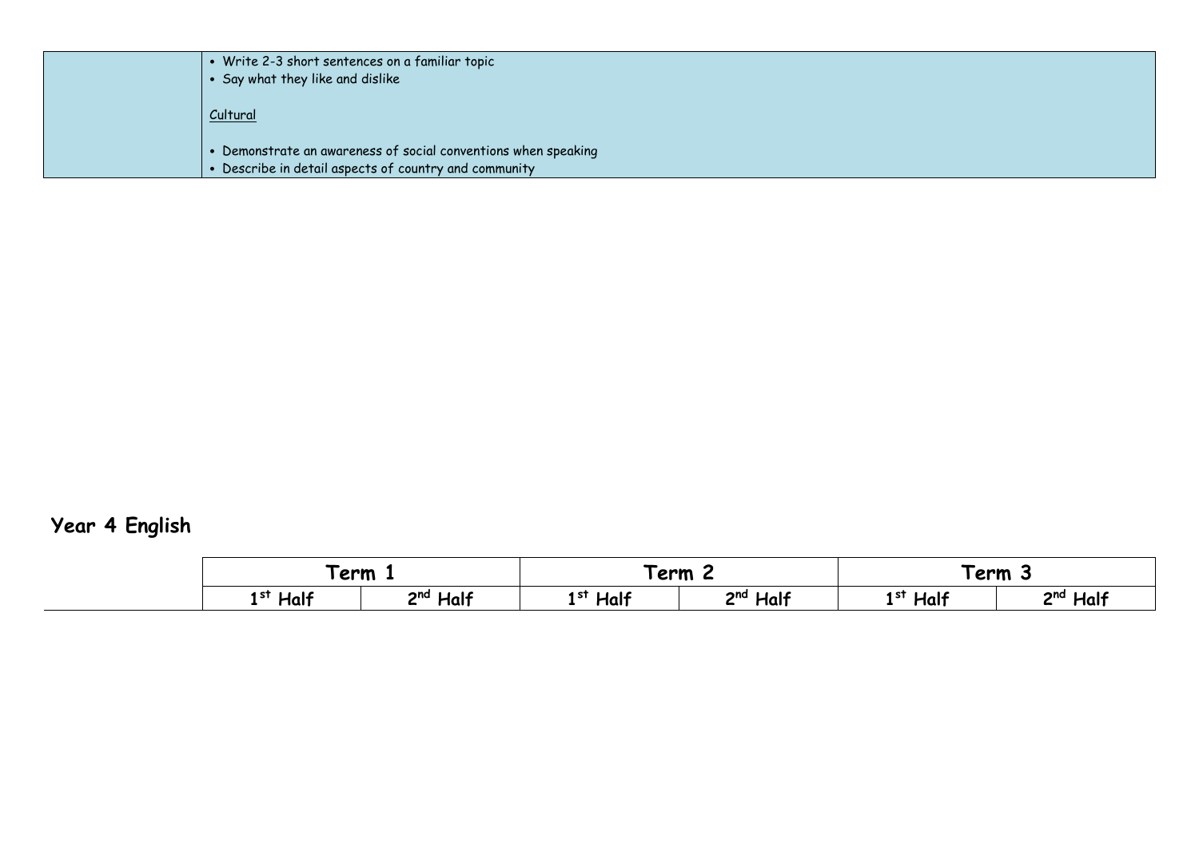| | |
|---|---|
| | • Write 2-3 short sentences on a familiar topic<br>• Say what they like and dislike<br><br>Cultural<br><br>• Demonstrate an awareness of social conventions when speaking<br>• Describe in detail aspects of country and community |

## Year 4 English

| | Term 1 | | Term 2 | | Term 3 | |
|---|---|---|---|---|---|---|
| | 1st Half | 2nd Half | 1st Half | 2nd Half | 1st Half | 2nd Half |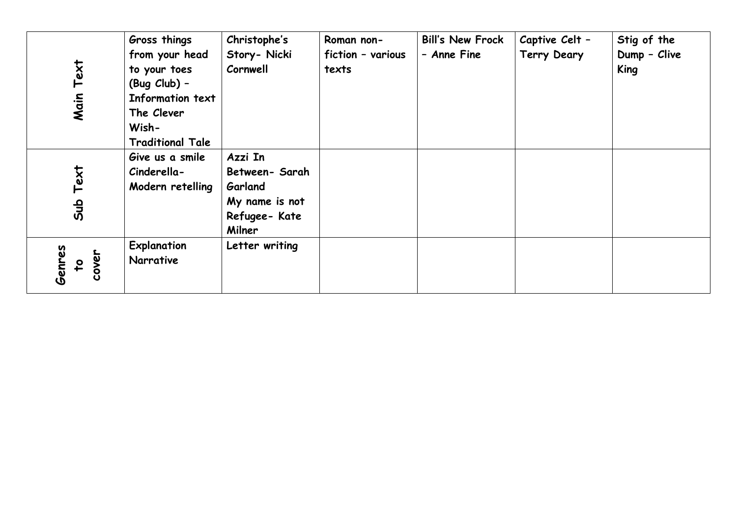| | | | | | | |
|---|---|---|---|---|---|---|
| **Main Text** | **Gross things from your head to your toes (Bug Club) – Information text The Clever Wish- Traditional Tale** | **Christophe's Story- Nicki Cornwell** | **Roman non-fiction – various texts** | **Bill's New Frock – Anne Fine** | **Captive Celt – Terry Deary** | **Stig of the Dump – Clive King** |
| **Sub Text** | **Give us a smile Cinderella- Modern retelling** | **Azzi In Between- Sarah Garland My name is not Refugee- Kate Milner** | | | | |
| **Genres to cover** | **Explanation Narrative** | **Letter writing** | | | | |